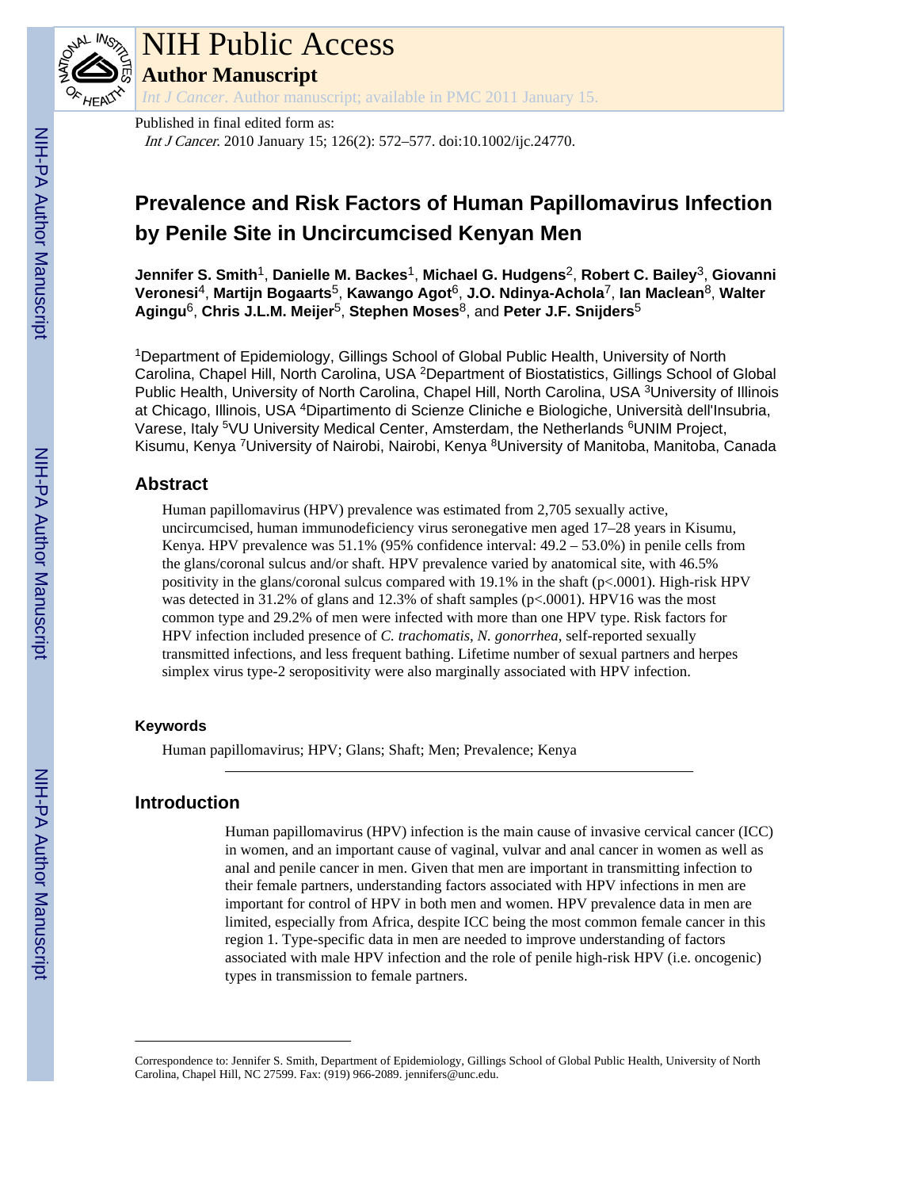# Prevalence and Risk Factors of Human Papillomavirus Infection by Penile Site in Uncircumcised Kenyan Men

**Jennifer S. Smith**[1], **Danielle M. Backes**[1], **Michael G. Hudgens**[2], **Robert C. Bailey**[3], **Giovanni Veronesi**[4], **Martijn Bogaarts**[5], **Kawango Agot**[6], **J.O. Ndinya-Achola**[7], **Ian Maclean**[8], **Walter Agingu**[6], **Chris J.L.M. Meijer**[5], **Stephen Moses**[8], and **Peter J.F. Snijders**[5]

[1]Department of Epidemiology, Gillings School of Global Public Health, University of North Carolina, Chapel Hill, North Carolina, USA [2]Department of Biostatistics, Gillings School of Global Public Health, University of North Carolina, Chapel Hill, North Carolina, USA [3]University of Illinois at Chicago, Illinois, USA [4]Dipartimento di Scienze Cliniche e Biologiche, Università dell'Insubria, Varese, Italy [5]VU University Medical Center, Amsterdam, the Netherlands [6]UNIM Project, Kisumu, Kenya [7]University of Nairobi, Nairobi, Kenya [8]University of Manitoba, Manitoba, Canada

## Abstract

Human papillomavirus (HPV) prevalence was estimated from 2,705 sexually active, uncircumcised, human immunodeficiency virus seronegative men aged 17–28 years in Kisumu, Kenya. HPV prevalence was 51.1% (95% confidence interval: 49.2 – 53.0%) in penile cells from the glans/coronal sulcus and/or shaft. HPV prevalence varied by anatomical site, with 46.5% positivity in the glans/coronal sulcus compared with 19.1% in the shaft ($p<.0001$). High-risk HPV was detected in 31.2% of glans and 12.3% of shaft samples ($p<.0001$). HPV16 was the most common type and 29.2% of men were infected with more than one HPV type. Risk factors for HPV infection included presence of *C. trachomatis*, *N. gonorrhea*, self-reported sexually transmitted infections, and less frequent bathing. Lifetime number of sexual partners and herpes simplex virus type-2 seropositivity were also marginally associated with HPV infection.

### Keywords

Human papillomavirus; HPV; Glans; Shaft; Men; Prevalence; Kenya

## Introduction

Human papillomavirus (HPV) infection is the main cause of invasive cervical cancer (ICC) in women, and an important cause of vaginal, vulvar and anal cancer in women as well as anal and penile cancer in men. Given that men are important in transmitting infection to their female partners, understanding factors associated with HPV infections in men are important for control of HPV in both men and women. HPV prevalence data in men are limited, especially from Africa, despite ICC being the most common female cancer in this region 1. Type-specific data in men are needed to improve understanding of factors associated with male HPV infection and the role of penile high-risk HPV (i.e. oncogenic) types in transmission to female partners.

Correspondence to: Jennifer S. Smith, Department of Epidemiology, Gillings School of Global Public Health, University of North Carolina, Chapel Hill, NC 27599. Fax: (919) 966-2089. jennifers@unc.edu.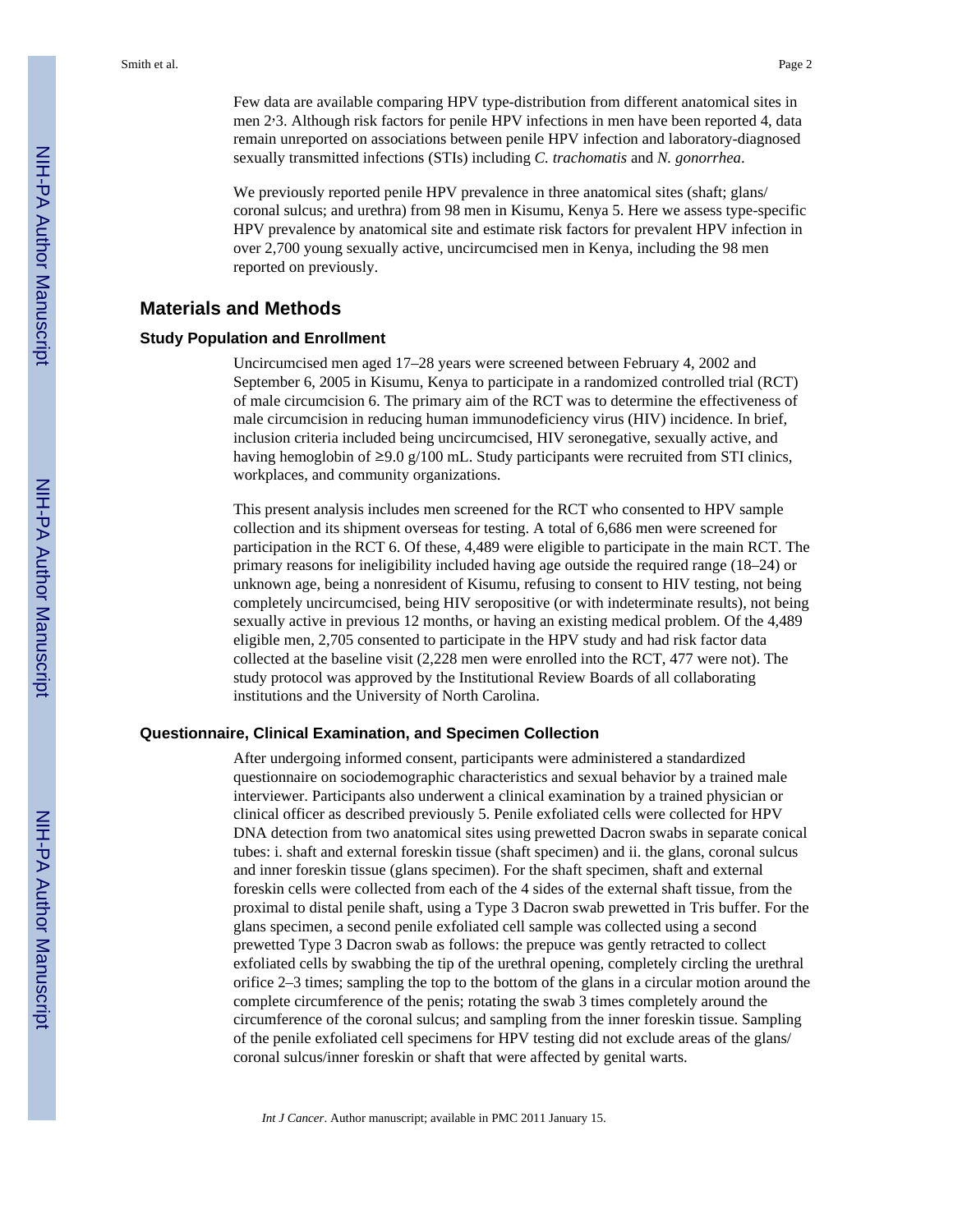Few data are available comparing HPV type-distribution from different anatomical sites in men [2,3]. Although risk factors for penile HPV infections in men have been reported [4], data remain unreported on associations between penile HPV infection and laboratory-diagnosed sexually transmitted infections (STIs) including *C. trachomatis* and *N. gonorrhea*.

We previously reported penile HPV prevalence in three anatomical sites (shaft; glans/coronal sulcus; and urethra) from 98 men in Kisumu, Kenya [5]. Here we assess type-specific HPV prevalence by anatomical site and estimate risk factors for prevalent HPV infection in over 2,700 young sexually active, uncircumcised men in Kenya, including the 98 men reported on previously.

## Materials and Methods

### Study Population and Enrollment

Uncircumcised men aged 17–28 years were screened between February 4, 2002 and September 6, 2005 in Kisumu, Kenya to participate in a randomized controlled trial (RCT) of male circumcision [6]. The primary aim of the RCT was to determine the effectiveness of male circumcision in reducing human immunodeficiency virus (HIV) incidence. In brief, inclusion criteria included being uncircumcised, HIV seronegative, sexually active, and having hemoglobin of ≥9.0 g/100 mL. Study participants were recruited from STI clinics, workplaces, and community organizations.

This present analysis includes men screened for the RCT who consented to HPV sample collection and its shipment overseas for testing. A total of 6,686 men were screened for participation in the RCT [6]. Of these, 4,489 were eligible to participate in the main RCT. The primary reasons for ineligibility included having age outside the required range (18–24) or unknown age, being a nonresident of Kisumu, refusing to consent to HIV testing, not being completely uncircumcised, being HIV seropositive (or with indeterminate results), not being sexually active in previous 12 months, or having an existing medical problem. Of the 4,489 eligible men, 2,705 consented to participate in the HPV study and had risk factor data collected at the baseline visit (2,228 men were enrolled into the RCT, 477 were not). The study protocol was approved by the Institutional Review Boards of all collaborating institutions and the University of North Carolina.

### Questionnaire, Clinical Examination, and Specimen Collection

After undergoing informed consent, participants were administered a standardized questionnaire on sociodemographic characteristics and sexual behavior by a trained male interviewer. Participants also underwent a clinical examination by a trained physician or clinical officer as described previously [5]. Penile exfoliated cells were collected for HPV DNA detection from two anatomical sites using prewetted Dacron swabs in separate conical tubes: i. shaft and external foreskin tissue (shaft specimen) and ii. the glans, coronal sulcus and inner foreskin tissue (glans specimen). For the shaft specimen, shaft and external foreskin cells were collected from each of the 4 sides of the external shaft tissue, from the proximal to distal penile shaft, using a Type 3 Dacron swab prewetted in Tris buffer. For the glans specimen, a second penile exfoliated cell sample was collected using a second prewetted Type 3 Dacron swab as follows: the prepuce was gently retracted to collect exfoliated cells by swabbing the tip of the urethral opening, completely circling the urethral orifice 2–3 times; sampling the top to the bottom of the glans in a circular motion around the complete circumference of the penis; rotating the swab 3 times completely around the circumference of the coronal sulcus; and sampling from the inner foreskin tissue. Sampling of the penile exfoliated cell specimens for HPV testing did not exclude areas of the glans/coronal sulcus/inner foreskin or shaft that were affected by genital warts.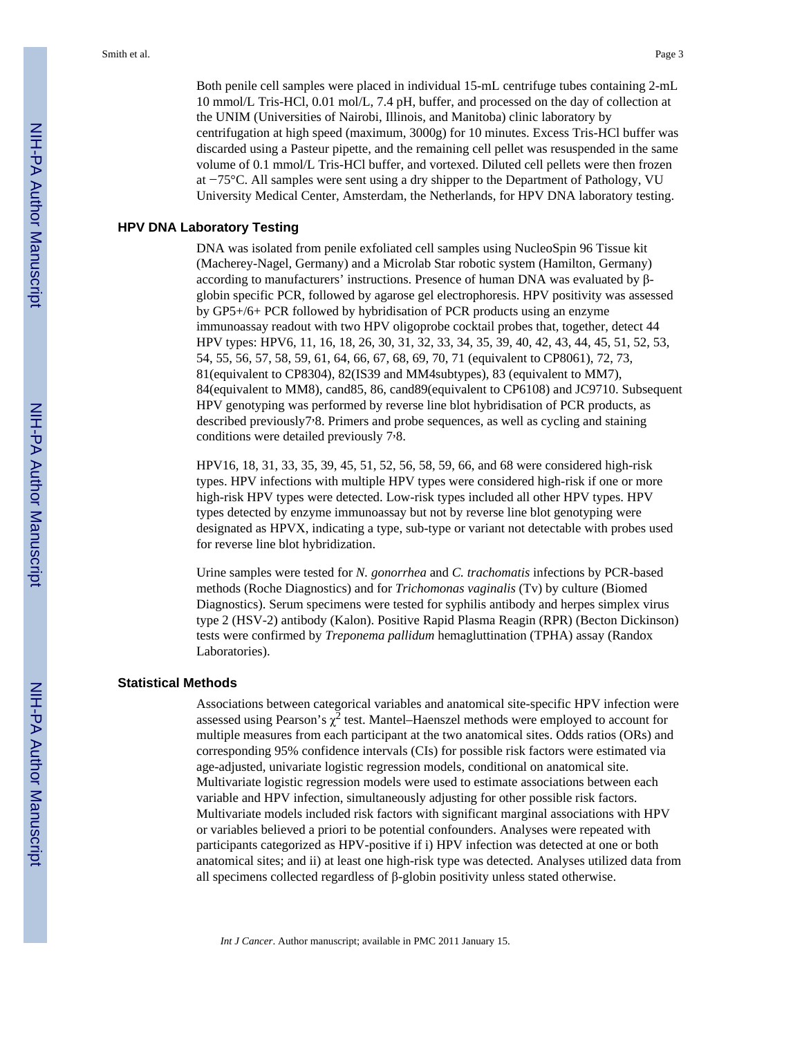Both penile cell samples were placed in individual 15-mL centrifuge tubes containing 2-mL 10 mmol/L Tris-HCl, 0.01 mol/L, 7.4 pH, buffer, and processed on the day of collection at the UNIM (Universities of Nairobi, Illinois, and Manitoba) clinic laboratory by centrifugation at high speed (maximum, 3000g) for 10 minutes. Excess Tris-HCl buffer was discarded using a Pasteur pipette, and the remaining cell pellet was resuspended in the same volume of 0.1 mmol/L Tris-HCl buffer, and vortexed. Diluted cell pellets were then frozen at −75°C. All samples were sent using a dry shipper to the Department of Pathology, VU University Medical Center, Amsterdam, the Netherlands, for HPV DNA laboratory testing.

### HPV DNA Laboratory Testing

DNA was isolated from penile exfoliated cell samples using NucleoSpin 96 Tissue kit (Macherey-Nagel, Germany) and a Microlab Star robotic system (Hamilton, Germany) according to manufacturers' instructions. Presence of human DNA was evaluated by β-globin specific PCR, followed by agarose gel electrophoresis. HPV positivity was assessed by GP5+/6+ PCR followed by hybridisation of PCR products using an enzyme immunoassay readout with two HPV oligoprobe cocktail probes that, together, detect 44 HPV types: HPV6, 11, 16, 18, 26, 30, 31, 32, 33, 34, 35, 39, 40, 42, 43, 44, 45, 51, 52, 53, 54, 55, 56, 57, 58, 59, 61, 64, 66, 67, 68, 69, 70, 71 (equivalent to CP8061), 72, 73, 81(equivalent to CP8304), 82(IS39 and MM4subtypes), 83 (equivalent to MM7), 84(equivalent to MM8), cand85, 86, cand89(equivalent to CP6108) and JC9710. Subsequent HPV genotyping was performed by reverse line blot hybridisation of PCR products, as described previously[7,8]. Primers and probe sequences, as well as cycling and staining conditions were detailed previously [7,8].

HPV16, 18, 31, 33, 35, 39, 45, 51, 52, 56, 58, 59, 66, and 68 were considered high-risk types. HPV infections with multiple HPV types were considered high-risk if one or more high-risk HPV types were detected. Low-risk types included all other HPV types. HPV types detected by enzyme immunoassay but not by reverse line blot genotyping were designated as HPVX, indicating a type, sub-type or variant not detectable with probes used for reverse line blot hybridization.

Urine samples were tested for *N. gonorrhea* and *C. trachomatis* infections by PCR-based methods (Roche Diagnostics) and for *Trichomonas vaginalis* (Tv) by culture (Biomed Diagnostics). Serum specimens were tested for syphilis antibody and herpes simplex virus type 2 (HSV-2) antibody (Kalon). Positive Rapid Plasma Reagin (RPR) (Becton Dickinson) tests were confirmed by *Treponema pallidum* hemagluttination (TPHA) assay (Randox Laboratories).

### Statistical Methods

Associations between categorical variables and anatomical site-specific HPV infection were assessed using Pearson's $\chi^2$ test. Mantel–Haenszel methods were employed to account for multiple measures from each participant at the two anatomical sites. Odds ratios (ORs) and corresponding 95% confidence intervals (CIs) for possible risk factors were estimated via age-adjusted, univariate logistic regression models, conditional on anatomical site. Multivariate logistic regression models were used to estimate associations between each variable and HPV infection, simultaneously adjusting for other possible risk factors. Multivariate models included risk factors with significant marginal associations with HPV or variables believed a priori to be potential confounders. Analyses were repeated with participants categorized as HPV-positive if i) HPV infection was detected at one or both anatomical sites; and ii) at least one high-risk type was detected. Analyses utilized data from all specimens collected regardless of β-globin positivity unless stated otherwise.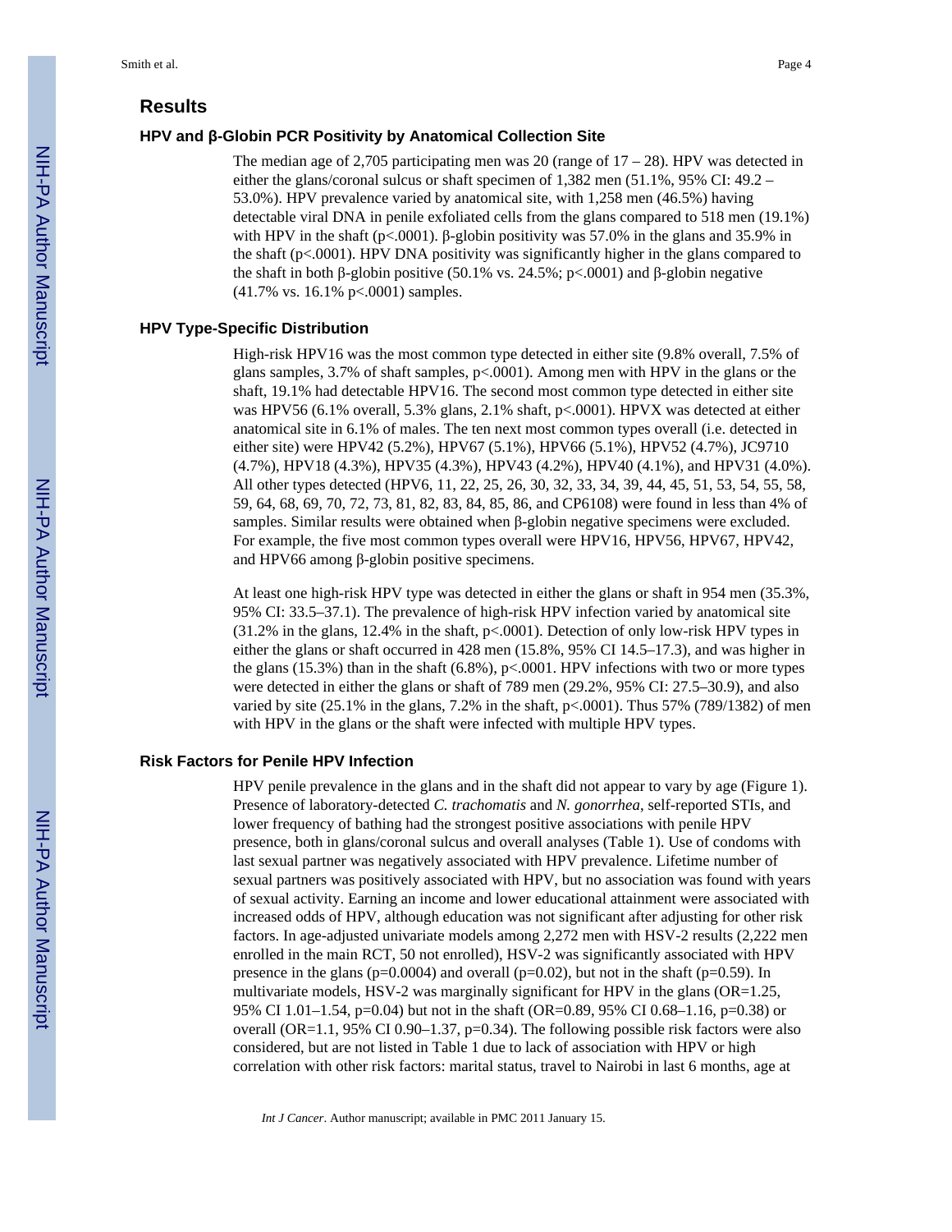## Results

### HPV and β-Globin PCR Positivity by Anatomical Collection Site

The median age of 2,705 participating men was 20 (range of 17 – 28). HPV was detected in either the glans/coronal sulcus or shaft specimen of 1,382 men (51.1%, 95% CI: 49.2 – 53.0%). HPV prevalence varied by anatomical site, with 1,258 men (46.5%) having detectable viral DNA in penile exfoliated cells from the glans compared to 518 men (19.1%) with HPV in the shaft (p<.0001). β-globin positivity was 57.0% in the glans and 35.9% in the shaft (p<.0001). HPV DNA positivity was significantly higher in the glans compared to the shaft in both β-globin positive (50.1% vs. 24.5%; p<.0001) and β-globin negative (41.7% vs. 16.1% p<.0001) samples.

### HPV Type-Specific Distribution

High-risk HPV16 was the most common type detected in either site (9.8% overall, 7.5% of glans samples, 3.7% of shaft samples, p<.0001). Among men with HPV in the glans or the shaft, 19.1% had detectable HPV16. The second most common type detected in either site was HPV56 (6.1% overall, 5.3% glans, 2.1% shaft, p<.0001). HPVX was detected at either anatomical site in 6.1% of males. The ten next most common types overall (i.e. detected in either site) were HPV42 (5.2%), HPV67 (5.1%), HPV66 (5.1%), HPV52 (4.7%), JC9710 (4.7%), HPV18 (4.3%), HPV35 (4.3%), HPV43 (4.2%), HPV40 (4.1%), and HPV31 (4.0%). All other types detected (HPV6, 11, 22, 25, 26, 30, 32, 33, 34, 39, 44, 45, 51, 53, 54, 55, 58, 59, 64, 68, 69, 70, 72, 73, 81, 82, 83, 84, 85, 86, and CP6108) were found in less than 4% of samples. Similar results were obtained when β-globin negative specimens were excluded. For example, the five most common types overall were HPV16, HPV56, HPV67, HPV42, and HPV66 among β-globin positive specimens.

At least one high-risk HPV type was detected in either the glans or shaft in 954 men (35.3%, 95% CI: 33.5–37.1). The prevalence of high-risk HPV infection varied by anatomical site (31.2% in the glans, 12.4% in the shaft, p<.0001). Detection of only low-risk HPV types in either the glans or shaft occurred in 428 men (15.8%, 95% CI 14.5–17.3), and was higher in the glans (15.3%) than in the shaft (6.8%), p<.0001. HPV infections with two or more types were detected in either the glans or shaft of 789 men (29.2%, 95% CI: 27.5–30.9), and also varied by site (25.1% in the glans, 7.2% in the shaft, p<.0001). Thus 57% (789/1382) of men with HPV in the glans or the shaft were infected with multiple HPV types.

### Risk Factors for Penile HPV Infection

HPV penile prevalence in the glans and in the shaft did not appear to vary by age (Figure 1). Presence of laboratory-detected *C. trachomatis* and *N. gonorrhea*, self-reported STIs, and lower frequency of bathing had the strongest positive associations with penile HPV presence, both in glans/coronal sulcus and overall analyses (Table 1). Use of condoms with last sexual partner was negatively associated with HPV prevalence. Lifetime number of sexual partners was positively associated with HPV, but no association was found with years of sexual activity. Earning an income and lower educational attainment were associated with increased odds of HPV, although education was not significant after adjusting for other risk factors. In age-adjusted univariate models among 2,272 men with HSV-2 results (2,222 men enrolled in the main RCT, 50 not enrolled), HSV-2 was significantly associated with HPV presence in the glans (p=0.0004) and overall (p=0.02), but not in the shaft (p=0.59). In multivariate models, HSV-2 was marginally significant for HPV in the glans (OR=1.25, 95% CI 1.01–1.54, p=0.04) but not in the shaft (OR=0.89, 95% CI 0.68–1.16, p=0.38) or overall (OR=1.1, 95% CI 0.90–1.37, p=0.34). The following possible risk factors were also considered, but are not listed in Table 1 due to lack of association with HPV or high correlation with other risk factors: marital status, travel to Nairobi in last 6 months, age at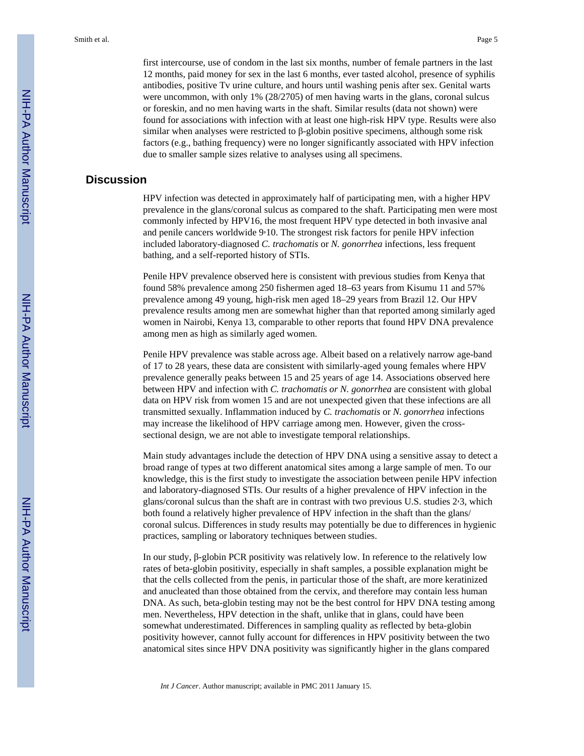first intercourse, use of condom in the last six months, number of female partners in the last 12 months, paid money for sex in the last 6 months, ever tasted alcohol, presence of syphilis antibodies, positive Tv urine culture, and hours until washing penis after sex. Genital warts were uncommon, with only 1% (28/2705) of men having warts in the glans, coronal sulcus or foreskin, and no men having warts in the shaft. Similar results (data not shown) were found for associations with infection with at least one high-risk HPV type. Results were also similar when analyses were restricted to β-globin positive specimens, although some risk factors (e.g., bathing frequency) were no longer significantly associated with HPV infection due to smaller sample sizes relative to analyses using all specimens.

## Discussion

HPV infection was detected in approximately half of participating men, with a higher HPV prevalence in the glans/coronal sulcus as compared to the shaft. Participating men were most commonly infected by HPV16, the most frequent HPV type detected in both invasive anal and penile cancers worldwide [9,10]. The strongest risk factors for penile HPV infection included laboratory-diagnosed *C. trachomatis* or *N. gonorrhea* infections, less frequent bathing, and a self-reported history of STIs.

Penile HPV prevalence observed here is consistent with previous studies from Kenya that found 58% prevalence among 250 fishermen aged 18–63 years from Kisumu [11] and 57% prevalence among 49 young, high-risk men aged 18–29 years from Brazil [12]. Our HPV prevalence results among men are somewhat higher than that reported among similarly aged women in Nairobi, Kenya [13], comparable to other reports that found HPV DNA prevalence among men as high as similarly aged women.

Penile HPV prevalence was stable across age. Albeit based on a relatively narrow age-band of 17 to 28 years, these data are consistent with similarly-aged young females where HPV prevalence generally peaks between 15 and 25 years of age [14]. Associations observed here between HPV and infection with *C. trachomatis or N. gonorrhea* are consistent with global data on HPV risk from women [15] and are not unexpected given that these infections are all transmitted sexually. Inflammation induced by *C. trachomatis* or *N. gonorrhea* infections may increase the likelihood of HPV carriage among men. However, given the cross-sectional design, we are not able to investigate temporal relationships.

Main study advantages include the detection of HPV DNA using a sensitive assay to detect a broad range of types at two different anatomical sites among a large sample of men. To our knowledge, this is the first study to investigate the association between penile HPV infection and laboratory-diagnosed STIs. Our results of a higher prevalence of HPV infection in the glans/coronal sulcus than the shaft are in contrast with two previous U.S. studies [2,3], which both found a relatively higher prevalence of HPV infection in the shaft than the glans/coronal sulcus. Differences in study results may potentially be due to differences in hygienic practices, sampling or laboratory techniques between studies.

In our study, β-globin PCR positivity was relatively low. In reference to the relatively low rates of beta-globin positivity, especially in shaft samples, a possible explanation might be that the cells collected from the penis, in particular those of the shaft, are more keratinized and anucleated than those obtained from the cervix, and therefore may contain less human DNA. As such, beta-globin testing may not be the best control for HPV DNA testing among men. Nevertheless, HPV detection in the shaft, unlike that in glans, could have been somewhat underestimated. Differences in sampling quality as reflected by beta-globin positivity however, cannot fully account for differences in HPV positivity between the two anatomical sites since HPV DNA positivity was significantly higher in the glans compared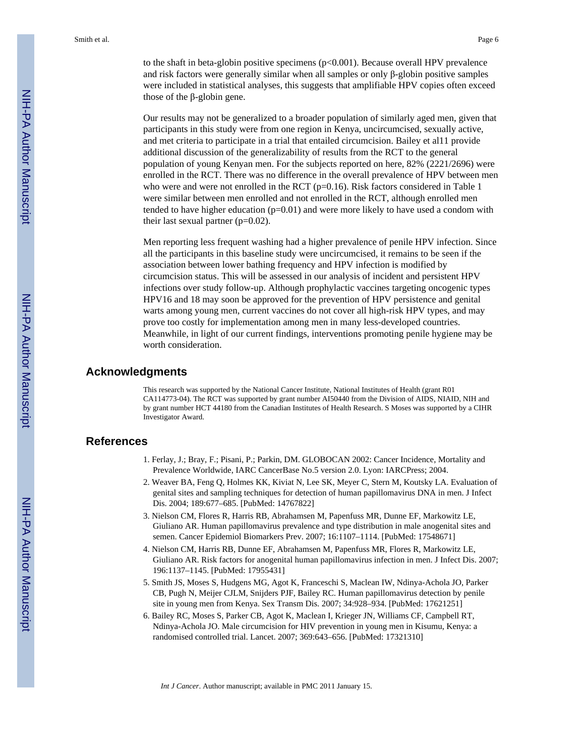to the shaft in beta-globin positive specimens ($p<0.001$). Because overall HPV prevalence and risk factors were generally similar when all samples or only β-globin positive samples were included in statistical analyses, this suggests that amplifiable HPV copies often exceed those of the β-globin gene.

Our results may not be generalized to a broader population of similarly aged men, given that participants in this study were from one region in Kenya, uncircumcised, sexually active, and met criteria to participate in a trial that entailed circumcision. Bailey et al[11] provide additional discussion of the generalizability of results from the RCT to the general population of young Kenyan men. For the subjects reported on here, 82% (2221/2696) were enrolled in the RCT. There was no difference in the overall prevalence of HPV between men who were and were not enrolled in the RCT ($p=0.16$). Risk factors considered in Table 1 were similar between men enrolled and not enrolled in the RCT, although enrolled men tended to have higher education ($p=0.01$) and were more likely to have used a condom with their last sexual partner ($p=0.02$).

Men reporting less frequent washing had a higher prevalence of penile HPV infection. Since all the participants in this baseline study were uncircumcised, it remains to be seen if the association between lower bathing frequency and HPV infection is modified by circumcision status. This will be assessed in our analysis of incident and persistent HPV infections over study follow-up. Although prophylactic vaccines targeting oncogenic types HPV16 and 18 may soon be approved for the prevention of HPV persistence and genital warts among young men, current vaccines do not cover all high-risk HPV types, and may prove too costly for implementation among men in many less-developed countries. Meanwhile, in light of our current findings, interventions promoting penile hygiene may be worth consideration.

## Acknowledgments

This research was supported by the National Cancer Institute, National Institutes of Health (grant R01 CA114773-04). The RCT was supported by grant number AI50440 from the Division of AIDS, NIAID, NIH and by grant number HCT 44180 from the Canadian Institutes of Health Research. S Moses was supported by a CIHR Investigator Award.

## References

1. Ferlay, J.; Bray, F.; Pisani, P.; Parkin, DM. GLOBOCAN 2002: Cancer Incidence, Mortality and Prevalence Worldwide, IARC CancerBase No.5 version 2.0. Lyon: IARCPress; 2004.
2. Weaver BA, Feng Q, Holmes KK, Kiviat N, Lee SK, Meyer C, Stern M, Koutsky LA. Evaluation of genital sites and sampling techniques for detection of human papillomavirus DNA in men. J Infect Dis. 2004; 189:677–685. [PubMed: 14767822]
3. Nielson CM, Flores R, Harris RB, Abrahamsen M, Papenfuss MR, Dunne EF, Markowitz LE, Giuliano AR. Human papillomavirus prevalence and type distribution in male anogenital sites and semen. Cancer Epidemiol Biomarkers Prev. 2007; 16:1107–1114. [PubMed: 17548671]
4. Nielson CM, Harris RB, Dunne EF, Abrahamsen M, Papenfuss MR, Flores R, Markowitz LE, Giuliano AR. Risk factors for anogenital human papillomavirus infection in men. J Infect Dis. 2007; 196:1137–1145. [PubMed: 17955431]
5. Smith JS, Moses S, Hudgens MG, Agot K, Franceschi S, Maclean IW, Ndinya-Achola JO, Parker CB, Pugh N, Meijer CJLM, Snijders PJF, Bailey RC. Human papillomavirus detection by penile site in young men from Kenya. Sex Transm Dis. 2007; 34:928–934. [PubMed: 17621251]
6. Bailey RC, Moses S, Parker CB, Agot K, Maclean I, Krieger JN, Williams CF, Campbell RT, Ndinya-Achola JO. Male circumcision for HIV prevention in young men in Kisumu, Kenya: a randomised controlled trial. Lancet. 2007; 369:643–656. [PubMed: 17321310]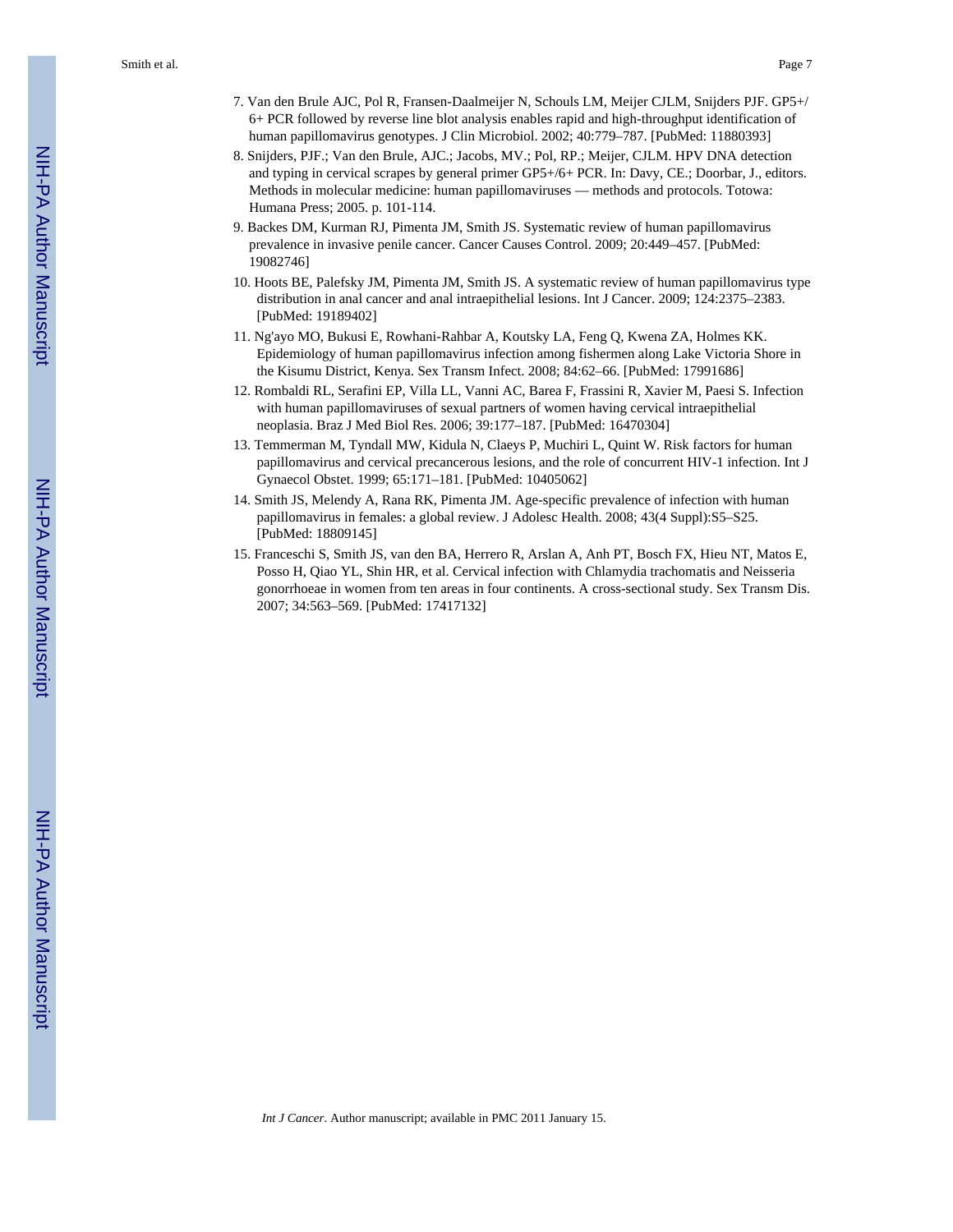7. Van den Brule AJC, Pol R, Fransen-Daalmeijer N, Schouls LM, Meijer CJLM, Snijders PJF. GP5+/6+ PCR followed by reverse line blot analysis enables rapid and high-throughput identification of human papillomavirus genotypes. J Clin Microbiol. 2002; 40:779–787. [PubMed: 11880393]
8. Snijders, PJF.; Van den Brule, AJC.; Jacobs, MV.; Pol, RP.; Meijer, CJLM. HPV DNA detection and typing in cervical scrapes by general primer GP5+/6+ PCR. In: Davy, CE.; Doorbar, J., editors. Methods in molecular medicine: human papillomaviruses — methods and protocols. Totowa: Humana Press; 2005. p. 101-114.
9. Backes DM, Kurman RJ, Pimenta JM, Smith JS. Systematic review of human papillomavirus prevalence in invasive penile cancer. Cancer Causes Control. 2009; 20:449–457. [PubMed: 19082746]
10. Hoots BE, Palefsky JM, Pimenta JM, Smith JS. A systematic review of human papillomavirus type distribution in anal cancer and anal intraepithelial lesions. Int J Cancer. 2009; 124:2375–2383. [PubMed: 19189402]
11. Ng'ayo MO, Bukusi E, Rowhani-Rahbar A, Koutsky LA, Feng Q, Kwena ZA, Holmes KK. Epidemiology of human papillomavirus infection among fishermen along Lake Victoria Shore in the Kisumu District, Kenya. Sex Transm Infect. 2008; 84:62–66. [PubMed: 17991686]
12. Rombaldi RL, Serafini EP, Villa LL, Vanni AC, Barea F, Frassini R, Xavier M, Paesi S. Infection with human papillomaviruses of sexual partners of women having cervical intraepithelial neoplasia. Braz J Med Biol Res. 2006; 39:177–187. [PubMed: 16470304]
13. Temmerman M, Tyndall MW, Kidula N, Claeys P, Muchiri L, Quint W. Risk factors for human papillomavirus and cervical precancerous lesions, and the role of concurrent HIV-1 infection. Int J Gynaecol Obstet. 1999; 65:171–181. [PubMed: 10405062]
14. Smith JS, Melendy A, Rana RK, Pimenta JM. Age-specific prevalence of infection with human papillomavirus in females: a global review. J Adolesc Health. 2008; 43(4 Suppl):S5–S25. [PubMed: 18809145]
15. Franceschi S, Smith JS, van den BA, Herrero R, Arslan A, Anh PT, Bosch FX, Hieu NT, Matos E, Posso H, Qiao YL, Shin HR, et al. Cervical infection with Chlamydia trachomatis and Neisseria gonorrhoeae in women from ten areas in four continents. A cross-sectional study. Sex Transm Dis. 2007; 34:563–569. [PubMed: 17417132]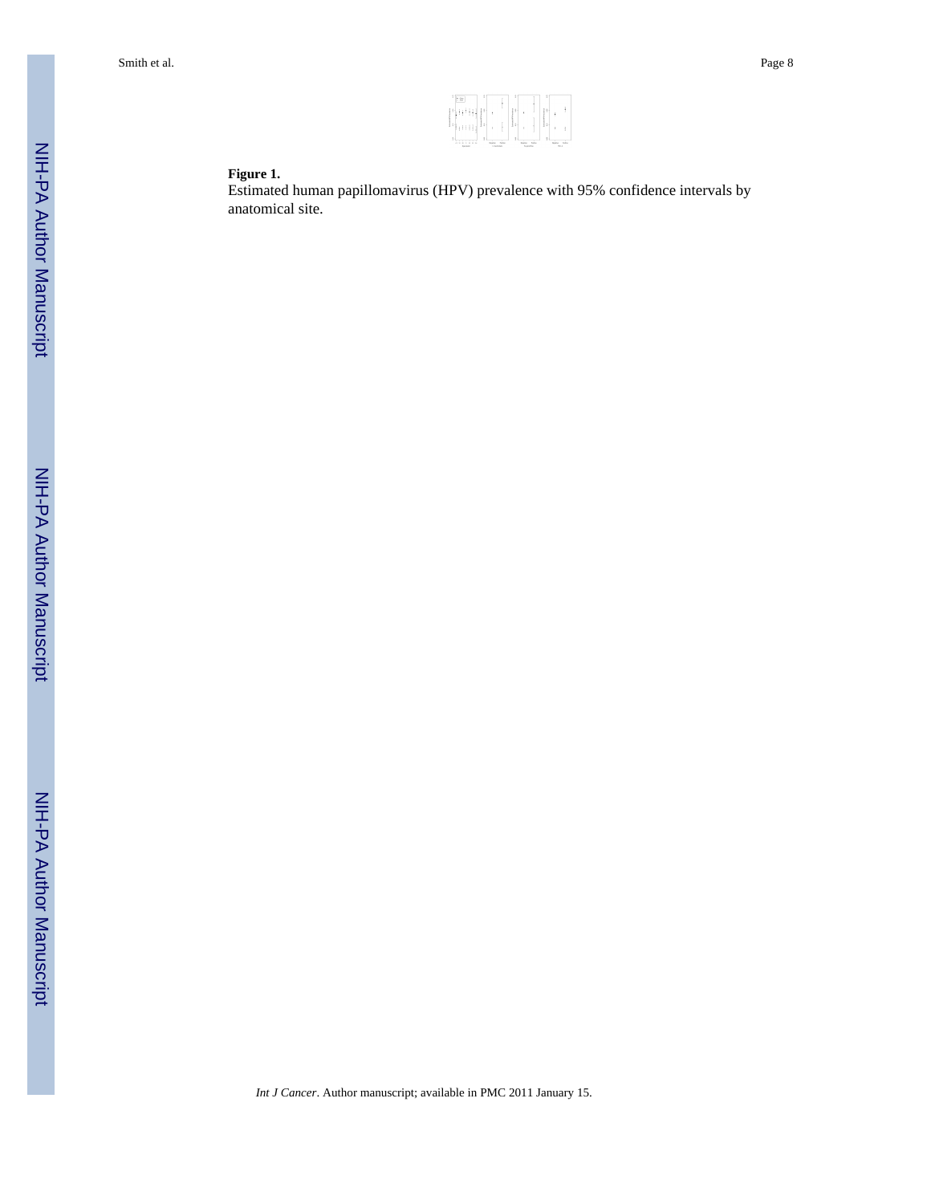**Figure 1.**

Estimated human papillomavirus (HPV) prevalence with 95% confidence intervals by anatomical site.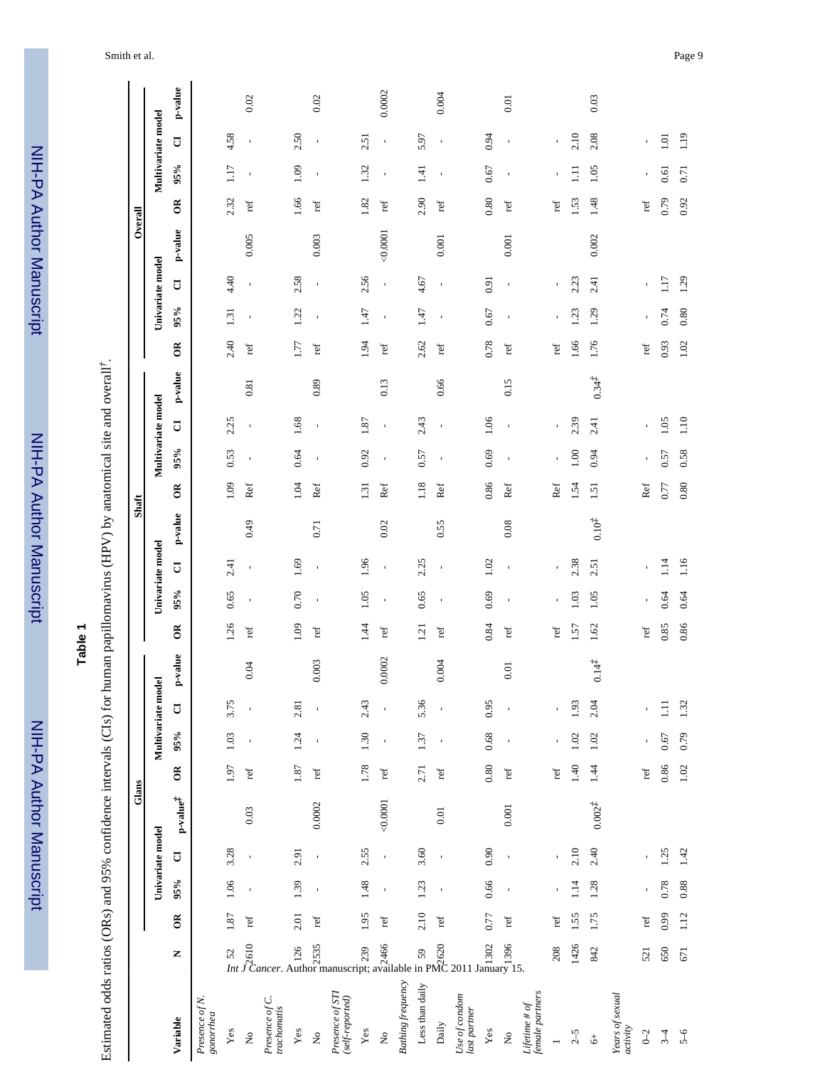**Table 1**

Estimated odds ratios (ORs) and 95% confidence intervals (CIs) for human papillomavirus (HPV) by anatomical site and overall[†].

| | | Glans | | | | | | | | Shaft | | | | | | | | Overall | | | | | | | |
|---|---|---|---|---|---|---|---|---|---|---|---|---|---|---|---|---|---|---|---|---|---|---|---|---|---|
| | | Univariate model | | | | Multivariate model | | | | Univariate model | | | | Multivariate model | | | | Univariate model | | | | Multivariate model | | | |
| Variable | N | OR | 95% | CI | p-value[‡] | OR | 95% | CI | p-value | OR | 95% | CI | p-value | OR | 95% | CI | p-value | OR | 95% | CI | p-value | OR | 95% | CI | p-value |
| *Presence of N. gonorrhea* | | | | | | | | | | | | | | | | | | | | | | | | | |
| Yes | 52 | 1.87 | 1.06 | 3.28 | | 1.97 | 1.03 | 3.75 | | 1.26 | 0.65 | 2.41 | | 1.09 | 0.53 | 2.25 | | 2.40 | 1.31 | 4.40 | | 2.32 | 1.17 | 4.58 | |
| No | 2610 | ref | - | - | 0.03 | ref | - | - | 0.04 | ref | - | - | 0.49 | Ref | - | - | 0.81 | ref | - | - | 0.005 | ref | - | - | 0.02 |
| *Presence of C. trachomatis* | | | | | | | | | | | | | | | | | | | | | | | | | |
| Yes | 126 | 2.01 | 1.39 | 2.91 | | 1.87 | 1.24 | 2.81 | | 1.09 | 0.70 | 1.69 | | 1.04 | 0.64 | 1.68 | | 1.77 | 1.22 | 2.58 | | 1.66 | 1.09 | 2.50 | |
| No | 2535 | ref | - | - | 0.0002 | ref | - | - | 0.003 | ref | - | - | 0.71 | Ref | - | - | 0.89 | ref | - | - | 0.003 | ref | - | - | 0.02 |
| *Presence of STI (self-reported)* | | | | | | | | | | | | | | | | | | | | | | | | | |
| Yes | 239 | 1.95 | 1.48 | 2.55 | | 1.78 | 1.30 | 2.43 | | 1.44 | 1.05 | 1.96 | | 1.31 | 0.92 | 1.87 | | 1.94 | 1.47 | 2.56 | | 1.82 | 1.32 | 2.51 | |
| No | 2466 | ref | - | - | <0.0001 | ref | - | - | 0.0002 | ref | - | - | 0.02 | Ref | - | - | 0.13 | ref | - | - | <0.0001 | ref | - | - | 0.0002 |
| *Bathing frequency* | | | | | | | | | | | | | | | | | | | | | | | | | |
| Less than daily | 59 | 2.10 | 1.23 | 3.60 | | 2.71 | 1.37 | 5.36 | | 1.21 | 0.65 | 2.25 | | 1.18 | 0.57 | 2.43 | | 2.62 | 1.47 | 4.67 | | 2.90 | 1.41 | 5.97 | |
| Daily | 2620 | ref | - | - | 0.01 | ref | - | - | 0.004 | ref | - | - | 0.55 | Ref | - | - | 0.66 | ref | - | - | 0.001 | ref | - | - | 0.004 |
| *Use of condom last partner* | | | | | | | | | | | | | | | | | | | | | | | | | |
| Yes | 1302 | 0.77 | 0.66 | 0.90 | | 0.80 | 0.68 | 0.95 | | 0.84 | 0.69 | 1.02 | | 0.86 | 0.69 | 1.06 | | 0.78 | 0.67 | 0.91 | | 0.80 | 0.67 | 0.94 | |
| No | 1396 | ref | - | - | 0.001 | ref | - | - | 0.01 | ref | - | - | 0.08 | Ref | - | - | 0.15 | ref | - | - | 0.001 | ref | - | - | 0.01 |
| *Lifetime # of female partners* | | | | | | | | | | | | | | | | | | | | | | | | | |
| 1 | 208 | ref | - | - | | ref | - | - | | ref | - | - | | Ref | - | - | | ref | - | - | | ref | - | - | |
| 2–5 | 1426 | 1.55 | 1.14 | 2.10 | | 1.40 | 1.02 | 1.93 | | 1.57 | 1.03 | 2.38 | | 1.54 | 1.00 | 2.39 | | 1.66 | 1.23 | 2.23 | | 1.53 | 1.11 | 2.10 | |
| 6+ | 842 | 1.75 | 1.28 | 2.40 | 0.002[‡] | 1.44 | 1.02 | 2.04 | 0.14[‡] | 1.62 | 1.05 | 2.51 | 0.10[‡] | 1.51 | 0.94 | 2.41 | 0.34[‡] | 1.76 | 1.29 | 2.41 | 0.002 | 1.48 | 1.05 | 2.08 | 0.03 |
| *Years of sexual activity* | | | | | | | | | | | | | | | | | | | | | | | | | |
| 0–2 | 521 | ref | - | - | | ref | - | - | | ref | - | - | | Ref | - | - | | ref | - | - | | ref | - | - | |
| 3–4 | 650 | 0.99 | 0.78 | 1.25 | | 0.86 | 0.67 | 1.11 | | 0.85 | 0.64 | 1.14 | | 0.77 | 0.57 | 1.05 | | 0.93 | 0.74 | 1.17 | | 0.79 | 0.61 | 1.01 | |
| 5–6 | 671 | 1.12 | 0.88 | 1.42 | | 1.02 | 0.79 | 1.32 | | 0.86 | 0.64 | 1.16 | | 0.80 | 0.58 | 1.10 | | 1.02 | 0.80 | 1.29 | | 0.92 | 0.71 | 1.19 | |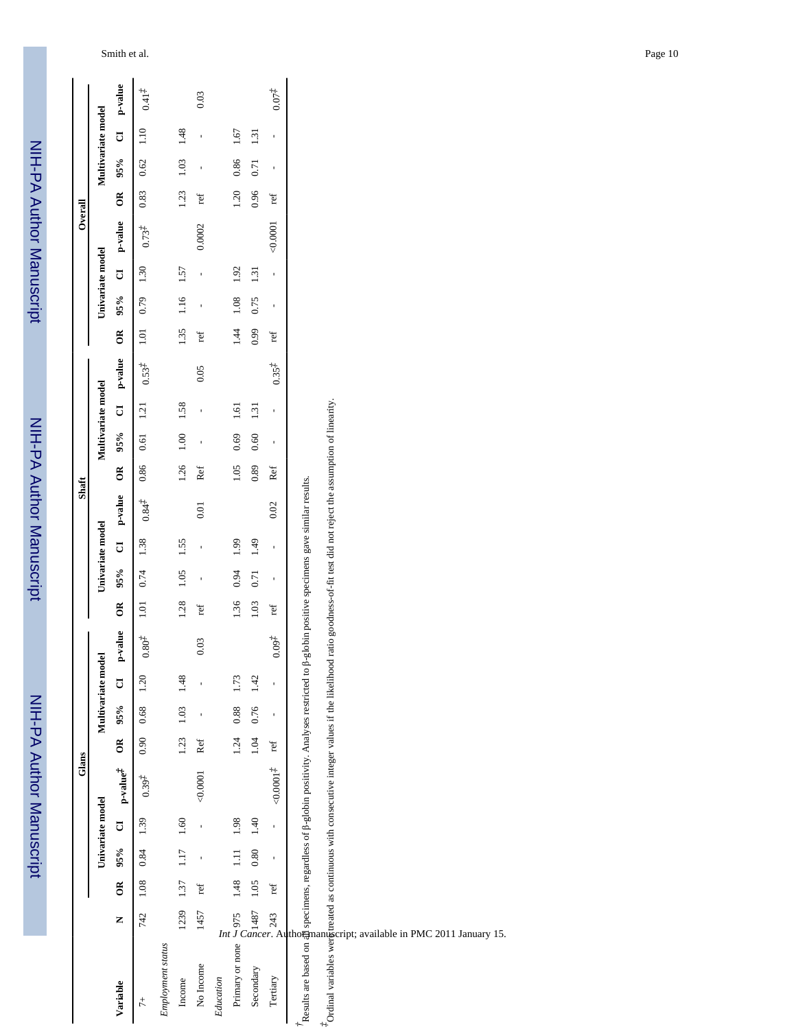| Variable | N | Glans | | | | | | | | Shaft | | | | | | | | Overall | | | | | | | |
|---|---|---|---|---|---|---|---|---|---|---|---|---|---|---|---|---|---|---|---|---|---|---|---|---|---|
| | | Univariate model | | | | Multivariate model | | | | Univariate model | | | | Multivariate model | | | | Univariate model | | | | Multivariate model | | | |
| | | OR | 95% | CI | p-value‡ | OR | 95% | CI | p-value | OR | 95% | CI | p-value | OR | 95% | CI | p-value | OR | 95% | CI | p-value | OR | 95% | CI | p-value |
| 7+ | 742 | 1.08 | 0.84 | 1.39 | 0.39‡ | 0.90 | 0.68 | 1.20 | 0.80‡ | 1.01 | 0.74 | 1.38 | 0.84‡ | 0.86 | 0.61 | 1.21 | 0.53‡ | 1.01 | 0.79 | 1.30 | 0.73‡ | 0.83 | 0.62 | 1.10 | 0.41‡ |
| *Employment status* | | | | | | | | | | | | | | | | | | | | | | | | | |
| Income | 1239 | 1.37 | 1.17 | 1.60 | | 1.23 | 1.03 | 1.48 | | 1.28 | 1.05 | 1.55 | | 1.26 | 1.00 | 1.58 | | 1.35 | 1.16 | 1.57 | | 1.23 | 1.03 | 1.48 | |
| No Income | 1457 | ref | - | - | <0.0001 | Ref | - | - | 0.03 | ref | - | - | 0.01 | Ref | - | - | 0.05 | ref | - | - | 0.0002 | ref | - | - | 0.03 |
| *Education* | | | | | | | | | | | | | | | | | | | | | | | | | |
| Primary or none | 975 | 1.48 | 1.11 | 1.98 | | 1.24 | 0.88 | 1.73 | | 1.36 | 0.94 | 1.99 | | 1.05 | 0.69 | 1.61 | | 1.44 | 1.08 | 1.92 | | 1.20 | 0.86 | 1.67 | |
| Secondary | 1487 | 1.05 | 0.80 | 1.40 | | 1.04 | 0.76 | 1.42 | | 1.03 | 0.71 | 1.49 | | 0.89 | 0.60 | 1.31 | | 0.99 | 0.75 | 1.31 | | 0.96 | 0.71 | 1.31 | |
| Tertiary | 243 | ref | - | - | <0.0001‡ | ref | - | - | 0.09‡ | ref | - | - | 0.02 | Ref | - | - | 0.35‡ | ref | - | - | <0.0001 | ref | - | - | 0.07‡ |

†Results are based on all specimens, regardless of β-globin positivity. Analyses restricted to β-globin positive specimens gave similar results.

‡Ordinal variables were treated as continuous with consecutive integer values if the likelihood ratio goodness-of-fit test did not reject the assumption of linearity.